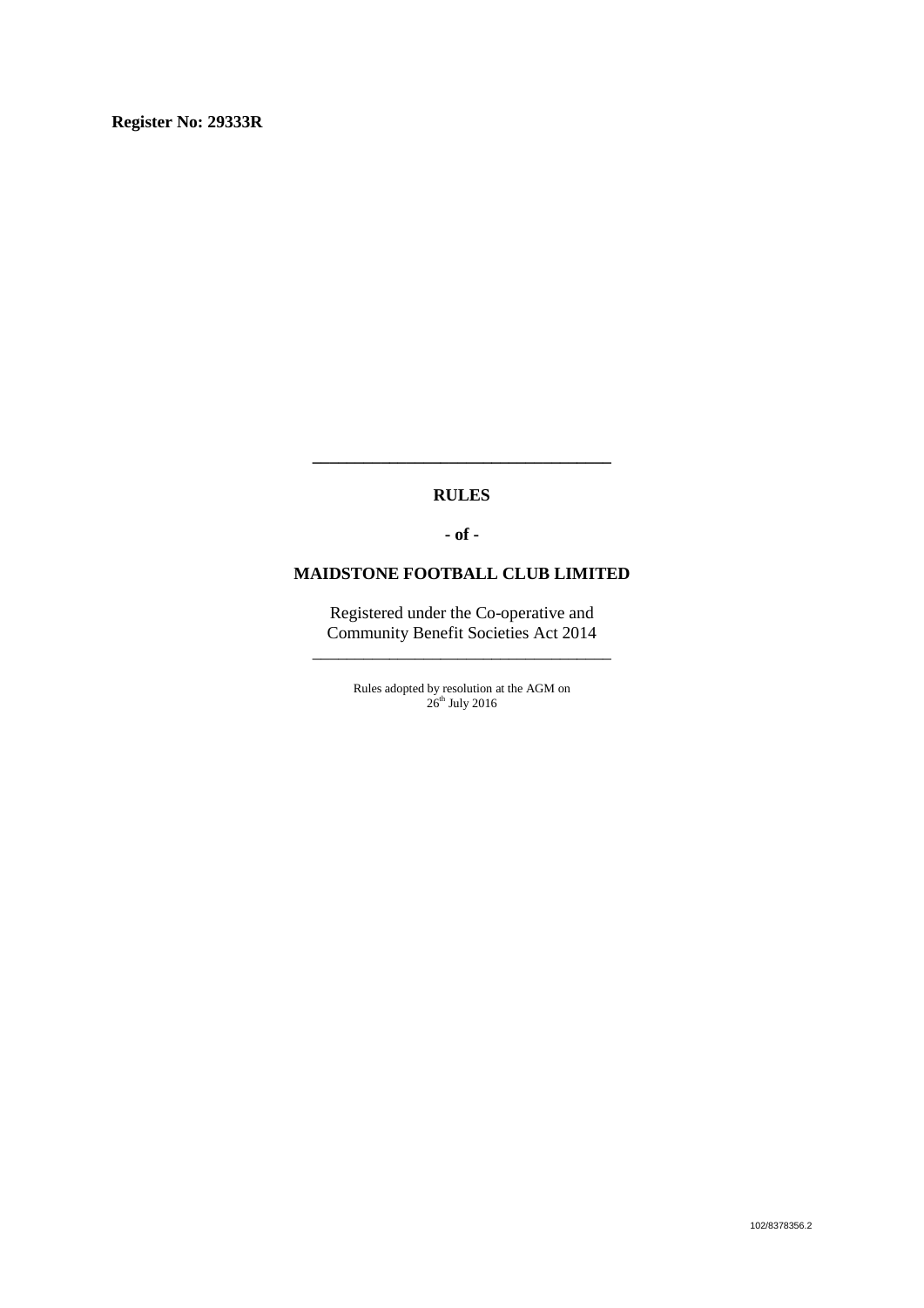**Register No: 29333R**

---

**RULES**

**- of -**

**MAIDSTONE FOOTBALL CLUB LIMITED**

Registered under the Co-operative and Community Benefit Societies Act 2014

---

Rules adopted by resolution at the AGM on 26th July 2016

102/8378356.2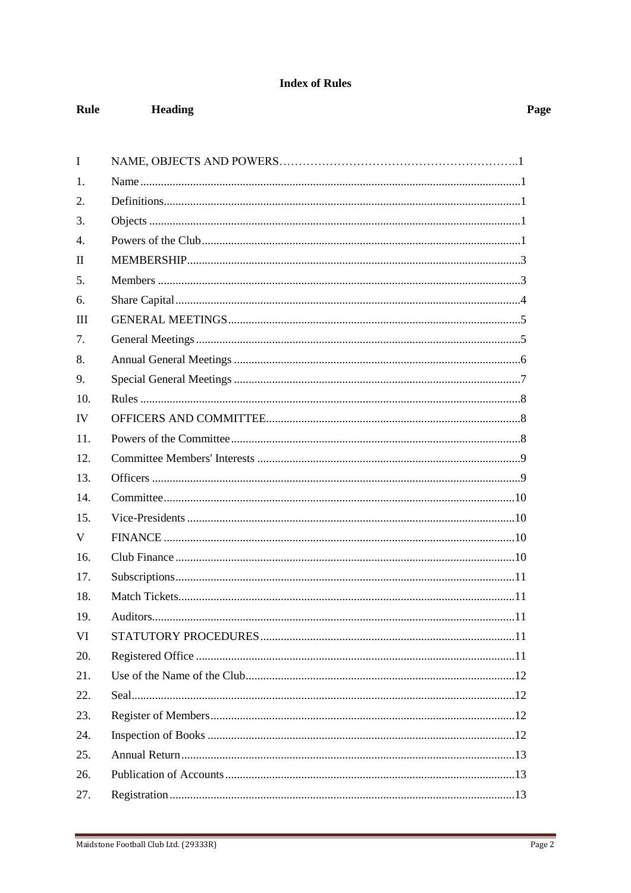**Index of Rules**

| Rule | Heading | Page |
|---|---|---|
| I | NAME, OBJECTS AND POWERS | 1 |
| 1. | Name | 1 |
| 2. | Definitions | 1 |
| 3. | Objects | 1 |
| 4. | Powers of the Club | 1 |
| II | MEMBERSHIP | 3 |
| 5. | Members | 3 |
| 6. | Share Capital | 4 |
| III | GENERAL MEETINGS | 5 |
| 7. | General Meetings | 5 |
| 8. | Annual General Meetings | 6 |
| 9. | Special General Meetings | 7 |
| 10. | Rules | 8 |
| IV | OFFICERS AND COMMITTEE | 8 |
| 11. | Powers of the Committee | 8 |
| 12. | Committee Members' Interests | 9 |
| 13. | Officers | 9 |
| 14. | Committee | 10 |
| 15. | Vice-Presidents | 10 |
| V | FINANCE | 10 |
| 16. | Club Finance | 10 |
| 17. | Subscriptions | 11 |
| 18. | Match Tickets | 11 |
| 19. | Auditors | 11 |
| VI | STATUTORY PROCEDURES | 11 |
| 20. | Registered Office | 11 |
| 21. | Use of the Name of the Club | 12 |
| 22. | Seal | 12 |
| 23. | Register of Members | 12 |
| 24. | Inspection of Books | 12 |
| 25. | Annual Return | 13 |
| 26. | Publication of Accounts | 13 |
| 27. | Registration | 13 |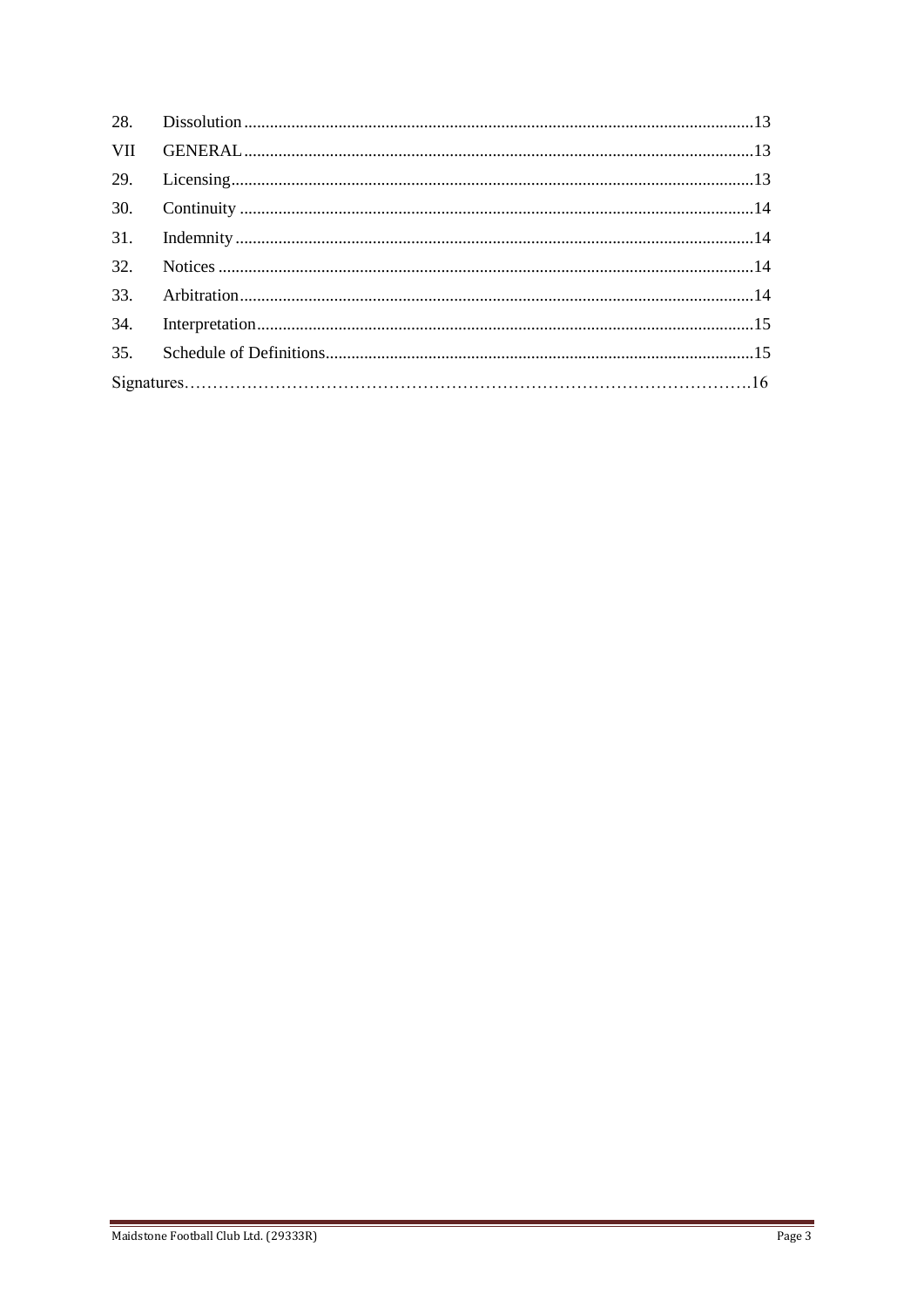| | | |
|---|---|---|
| 28. | Dissolution | 13 |
| VII | GENERAL | 13 |
| 29. | Licensing | 13 |
| 30. | Continuity | 14 |
| 31. | Indemnity | 14 |
| 32. | Notices | 14 |
| 33. | Arbitration | 14 |
| 34. | Interpretation | 15 |
| 35. | Schedule of Definitions | 15 |
| Signatures | | 16 |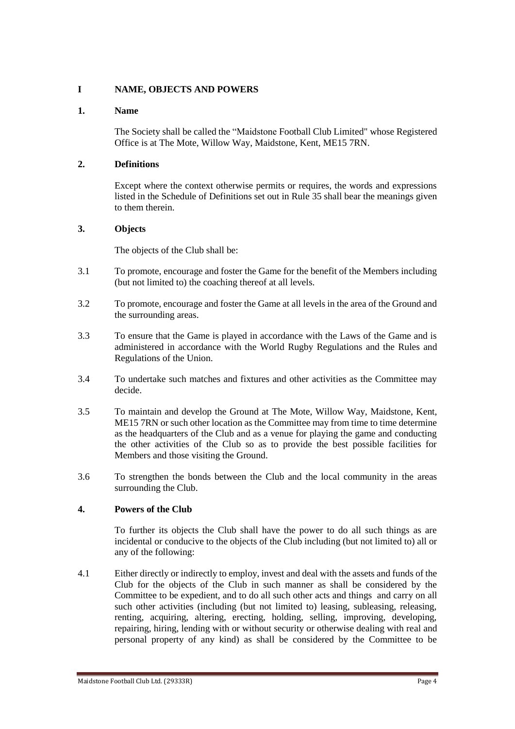## I NAME, OBJECTS AND POWERS

### 1. Name

The Society shall be called the "Maidstone Football Club Limited" whose Registered Office is at The Mote, Willow Way, Maidstone, Kent, ME15 7RN.

### 2. Definitions

Except where the context otherwise permits or requires, the words and expressions listed in the Schedule of Definitions set out in Rule 35 shall bear the meanings given to them therein.

### 3. Objects

The objects of the Club shall be:

3.1 To promote, encourage and foster the Game for the benefit of the Members including (but not limited to) the coaching thereof at all levels.

3.2 To promote, encourage and foster the Game at all levels in the area of the Ground and the surrounding areas.

3.3 To ensure that the Game is played in accordance with the Laws of the Game and is administered in accordance with the World Rugby Regulations and the Rules and Regulations of the Union.

3.4 To undertake such matches and fixtures and other activities as the Committee may decide.

3.5 To maintain and develop the Ground at The Mote, Willow Way, Maidstone, Kent, ME15 7RN or such other location as the Committee may from time to time determine as the headquarters of the Club and as a venue for playing the game and conducting the other activities of the Club so as to provide the best possible facilities for Members and those visiting the Ground.

3.6 To strengthen the bonds between the Club and the local community in the areas surrounding the Club.

### 4. Powers of the Club

To further its objects the Club shall have the power to do all such things as are incidental or conducive to the objects of the Club including (but not limited to) all or any of the following:

4.1 Either directly or indirectly to employ, invest and deal with the assets and funds of the Club for the objects of the Club in such manner as shall be considered by the Committee to be expedient, and to do all such other acts and things and carry on all such other activities (including (but not limited to) leasing, subleasing, releasing, renting, acquiring, altering, erecting, holding, selling, improving, developing, repairing, hiring, lending with or without security or otherwise dealing with real and personal property of any kind) as shall be considered by the Committee to be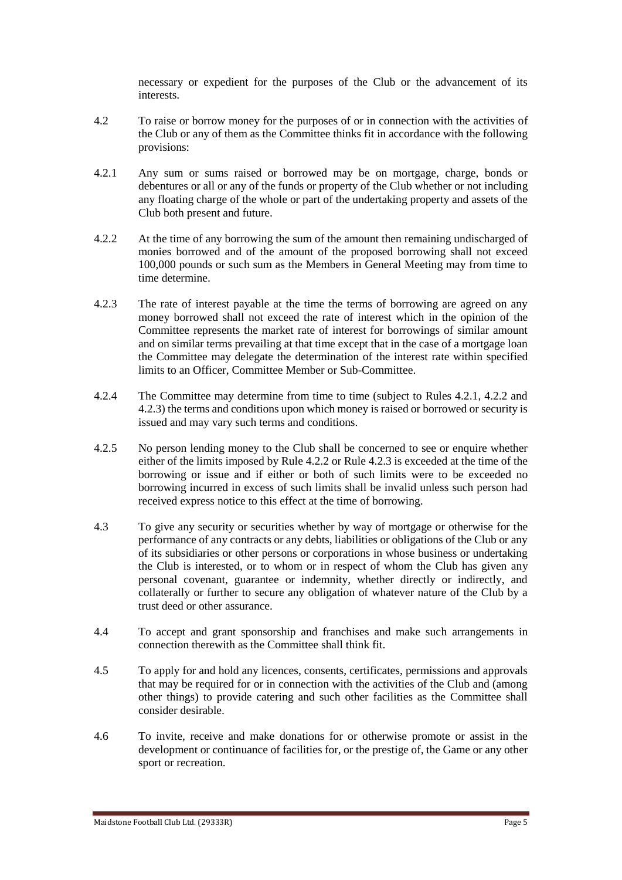necessary or expedient for the purposes of the Club or the advancement of its interests.

4.2 To raise or borrow money for the purposes of or in connection with the activities of the Club or any of them as the Committee thinks fit in accordance with the following provisions:

4.2.1 Any sum or sums raised or borrowed may be on mortgage, charge, bonds or debentures or all or any of the funds or property of the Club whether or not including any floating charge of the whole or part of the undertaking property and assets of the Club both present and future.

4.2.2 At the time of any borrowing the sum of the amount then remaining undischarged of monies borrowed and of the amount of the proposed borrowing shall not exceed 100,000 pounds or such sum as the Members in General Meeting may from time to time determine.

4.2.3 The rate of interest payable at the time the terms of borrowing are agreed on any money borrowed shall not exceed the rate of interest which in the opinion of the Committee represents the market rate of interest for borrowings of similar amount and on similar terms prevailing at that time except that in the case of a mortgage loan the Committee may delegate the determination of the interest rate within specified limits to an Officer, Committee Member or Sub-Committee.

4.2.4 The Committee may determine from time to time (subject to Rules 4.2.1, 4.2.2 and 4.2.3) the terms and conditions upon which money is raised or borrowed or security is issued and may vary such terms and conditions.

4.2.5 No person lending money to the Club shall be concerned to see or enquire whether either of the limits imposed by Rule 4.2.2 or Rule 4.2.3 is exceeded at the time of the borrowing or issue and if either or both of such limits were to be exceeded no borrowing incurred in excess of such limits shall be invalid unless such person had received express notice to this effect at the time of borrowing.

4.3 To give any security or securities whether by way of mortgage or otherwise for the performance of any contracts or any debts, liabilities or obligations of the Club or any of its subsidiaries or other persons or corporations in whose business or undertaking the Club is interested, or to whom or in respect of whom the Club has given any personal covenant, guarantee or indemnity, whether directly or indirectly, and collaterally or further to secure any obligation of whatever nature of the Club by a trust deed or other assurance.

4.4 To accept and grant sponsorship and franchises and make such arrangements in connection therewith as the Committee shall think fit.

4.5 To apply for and hold any licences, consents, certificates, permissions and approvals that may be required for or in connection with the activities of the Club and (among other things) to provide catering and such other facilities as the Committee shall consider desirable.

4.6 To invite, receive and make donations for or otherwise promote or assist in the development or continuance of facilities for, or the prestige of, the Game or any other sport or recreation.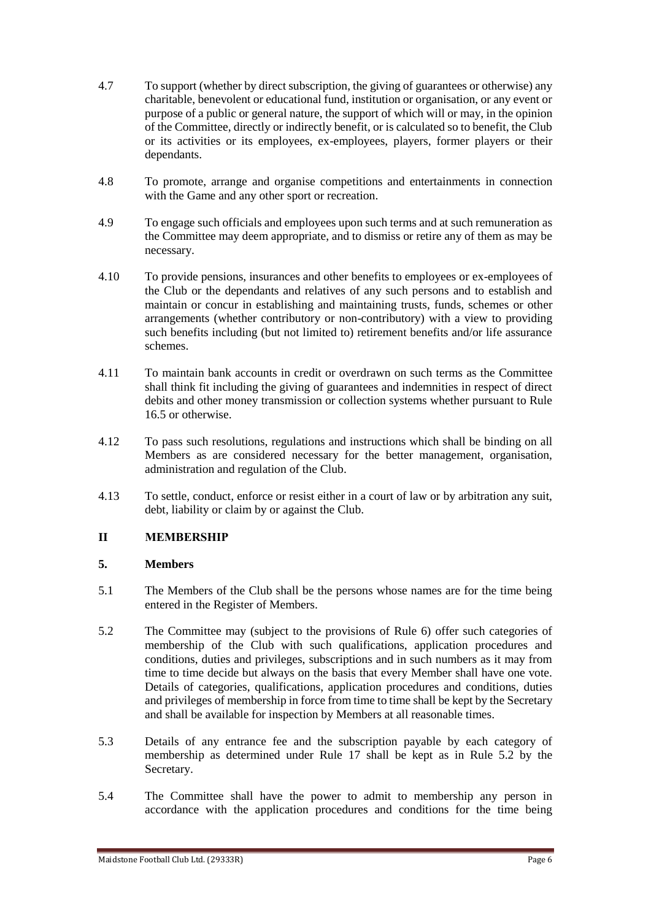4.7 To support (whether by direct subscription, the giving of guarantees or otherwise) any charitable, benevolent or educational fund, institution or organisation, or any event or purpose of a public or general nature, the support of which will or may, in the opinion of the Committee, directly or indirectly benefit, or is calculated so to benefit, the Club or its activities or its employees, ex-employees, players, former players or their dependants.

4.8 To promote, arrange and organise competitions and entertainments in connection with the Game and any other sport or recreation.

4.9 To engage such officials and employees upon such terms and at such remuneration as the Committee may deem appropriate, and to dismiss or retire any of them as may be necessary.

4.10 To provide pensions, insurances and other benefits to employees or ex-employees of the Club or the dependants and relatives of any such persons and to establish and maintain or concur in establishing and maintaining trusts, funds, schemes or other arrangements (whether contributory or non-contributory) with a view to providing such benefits including (but not limited to) retirement benefits and/or life assurance schemes.

4.11 To maintain bank accounts in credit or overdrawn on such terms as the Committee shall think fit including the giving of guarantees and indemnities in respect of direct debits and other money transmission or collection systems whether pursuant to Rule 16.5 or otherwise.

4.12 To pass such resolutions, regulations and instructions which shall be binding on all Members as are considered necessary for the better management, organisation, administration and regulation of the Club.

4.13 To settle, conduct, enforce or resist either in a court of law or by arbitration any suit, debt, liability or claim by or against the Club.

## II MEMBERSHIP

### 5. Members

5.1 The Members of the Club shall be the persons whose names are for the time being entered in the Register of Members.

5.2 The Committee may (subject to the provisions of Rule 6) offer such categories of membership of the Club with such qualifications, application procedures and conditions, duties and privileges, subscriptions and in such numbers as it may from time to time decide but always on the basis that every Member shall have one vote. Details of categories, qualifications, application procedures and conditions, duties and privileges of membership in force from time to time shall be kept by the Secretary and shall be available for inspection by Members at all reasonable times.

5.3 Details of any entrance fee and the subscription payable by each category of membership as determined under Rule 17 shall be kept as in Rule 5.2 by the Secretary.

5.4 The Committee shall have the power to admit to membership any person in accordance with the application procedures and conditions for the time being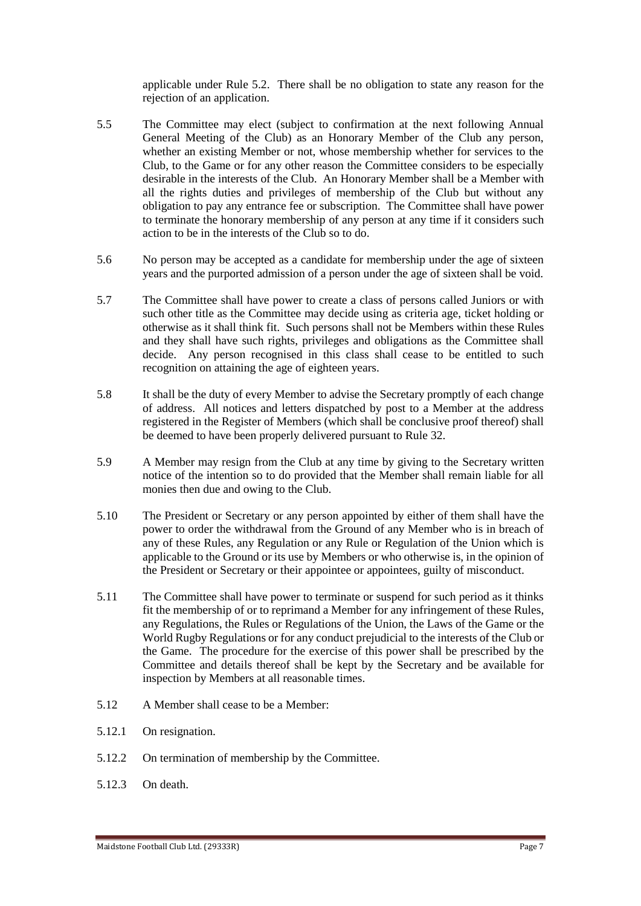applicable under Rule 5.2. There shall be no obligation to state any reason for the rejection of an application.

5.5 The Committee may elect (subject to confirmation at the next following Annual General Meeting of the Club) as an Honorary Member of the Club any person, whether an existing Member or not, whose membership whether for services to the Club, to the Game or for any other reason the Committee considers to be especially desirable in the interests of the Club. An Honorary Member shall be a Member with all the rights duties and privileges of membership of the Club but without any obligation to pay any entrance fee or subscription. The Committee shall have power to terminate the honorary membership of any person at any time if it considers such action to be in the interests of the Club so to do.

5.6 No person may be accepted as a candidate for membership under the age of sixteen years and the purported admission of a person under the age of sixteen shall be void.

5.7 The Committee shall have power to create a class of persons called Juniors or with such other title as the Committee may decide using as criteria age, ticket holding or otherwise as it shall think fit. Such persons shall not be Members within these Rules and they shall have such rights, privileges and obligations as the Committee shall decide. Any person recognised in this class shall cease to be entitled to such recognition on attaining the age of eighteen years.

5.8 It shall be the duty of every Member to advise the Secretary promptly of each change of address. All notices and letters dispatched by post to a Member at the address registered in the Register of Members (which shall be conclusive proof thereof) shall be deemed to have been properly delivered pursuant to Rule 32.

5.9 A Member may resign from the Club at any time by giving to the Secretary written notice of the intention so to do provided that the Member shall remain liable for all monies then due and owing to the Club.

5.10 The President or Secretary or any person appointed by either of them shall have the power to order the withdrawal from the Ground of any Member who is in breach of any of these Rules, any Regulation or any Rule or Regulation of the Union which is applicable to the Ground or its use by Members or who otherwise is, in the opinion of the President or Secretary or their appointee or appointees, guilty of misconduct.

5.11 The Committee shall have power to terminate or suspend for such period as it thinks fit the membership of or to reprimand a Member for any infringement of these Rules, any Regulations, the Rules or Regulations of the Union, the Laws of the Game or the World Rugby Regulations or for any conduct prejudicial to the interests of the Club or the Game. The procedure for the exercise of this power shall be prescribed by the Committee and details thereof shall be kept by the Secretary and be available for inspection by Members at all reasonable times.

5.12 A Member shall cease to be a Member:

5.12.1 On resignation.

5.12.2 On termination of membership by the Committee.

5.12.3 On death.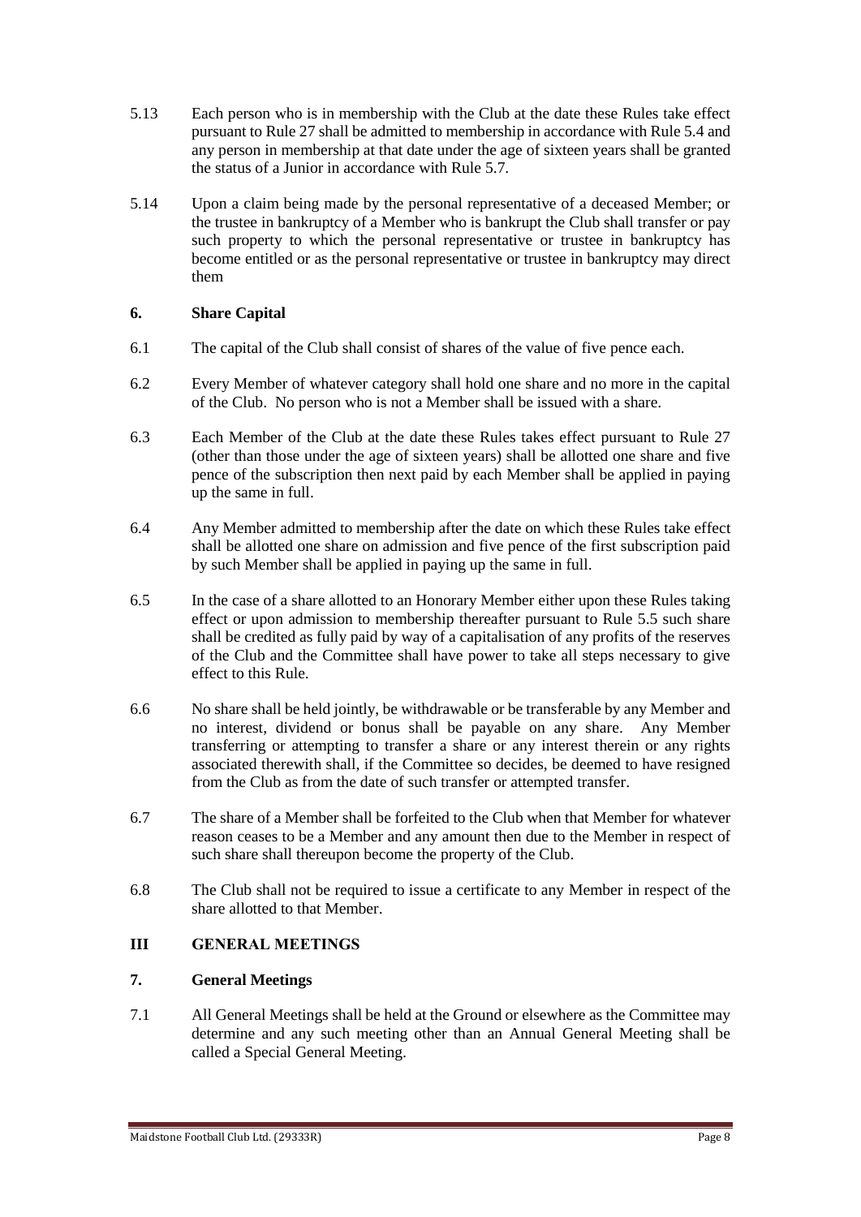5.13 Each person who is in membership with the Club at the date these Rules take effect pursuant to Rule 27 shall be admitted to membership in accordance with Rule 5.4 and any person in membership at that date under the age of sixteen years shall be granted the status of a Junior in accordance with Rule 5.7.

5.14 Upon a claim being made by the personal representative of a deceased Member; or the trustee in bankruptcy of a Member who is bankrupt the Club shall transfer or pay such property to which the personal representative or trustee in bankruptcy has become entitled or as the personal representative or trustee in bankruptcy may direct them

### 6. Share Capital

6.1 The capital of the Club shall consist of shares of the value of five pence each.

6.2 Every Member of whatever category shall hold one share and no more in the capital of the Club. No person who is not a Member shall be issued with a share.

6.3 Each Member of the Club at the date these Rules takes effect pursuant to Rule 27 (other than those under the age of sixteen years) shall be allotted one share and five pence of the subscription then next paid by each Member shall be applied in paying up the same in full.

6.4 Any Member admitted to membership after the date on which these Rules take effect shall be allotted one share on admission and five pence of the first subscription paid by such Member shall be applied in paying up the same in full.

6.5 In the case of a share allotted to an Honorary Member either upon these Rules taking effect or upon admission to membership thereafter pursuant to Rule 5.5 such share shall be credited as fully paid by way of a capitalisation of any profits of the reserves of the Club and the Committee shall have power to take all steps necessary to give effect to this Rule.

6.6 No share shall be held jointly, be withdrawable or be transferable by any Member and no interest, dividend or bonus shall be payable on any share. Any Member transferring or attempting to transfer a share or any interest therein or any rights associated therewith shall, if the Committee so decides, be deemed to have resigned from the Club as from the date of such transfer or attempted transfer.

6.7 The share of a Member shall be forfeited to the Club when that Member for whatever reason ceases to be a Member and any amount then due to the Member in respect of such share shall thereupon become the property of the Club.

6.8 The Club shall not be required to issue a certificate to any Member in respect of the share allotted to that Member.

## III GENERAL MEETINGS

### 7. General Meetings

7.1 All General Meetings shall be held at the Ground or elsewhere as the Committee may determine and any such meeting other than an Annual General Meeting shall be called a Special General Meeting.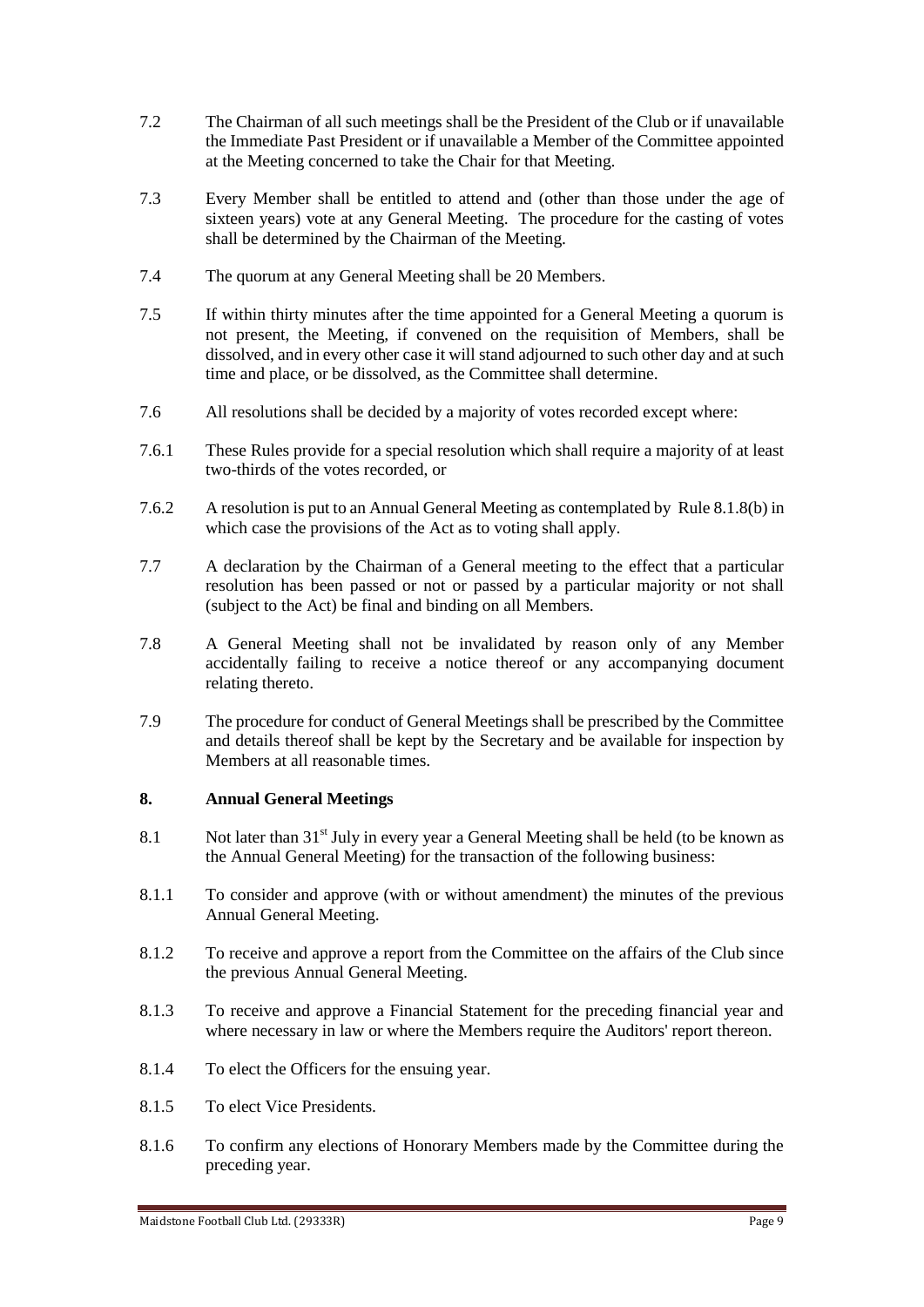7.2 The Chairman of all such meetings shall be the President of the Club or if unavailable the Immediate Past President or if unavailable a Member of the Committee appointed at the Meeting concerned to take the Chair for that Meeting.

7.3 Every Member shall be entitled to attend and (other than those under the age of sixteen years) vote at any General Meeting. The procedure for the casting of votes shall be determined by the Chairman of the Meeting.

7.4 The quorum at any General Meeting shall be 20 Members.

7.5 If within thirty minutes after the time appointed for a General Meeting a quorum is not present, the Meeting, if convened on the requisition of Members, shall be dissolved, and in every other case it will stand adjourned to such other day and at such time and place, or be dissolved, as the Committee shall determine.

7.6 All resolutions shall be decided by a majority of votes recorded except where:

7.6.1 These Rules provide for a special resolution which shall require a majority of at least two-thirds of the votes recorded, or

7.6.2 A resolution is put to an Annual General Meeting as contemplated by Rule 8.1.8(b) in which case the provisions of the Act as to voting shall apply.

7.7 A declaration by the Chairman of a General meeting to the effect that a particular resolution has been passed or not or passed by a particular majority or not shall (subject to the Act) be final and binding on all Members.

7.8 A General Meeting shall not be invalidated by reason only of any Member accidentally failing to receive a notice thereof or any accompanying document relating thereto.

7.9 The procedure for conduct of General Meetings shall be prescribed by the Committee and details thereof shall be kept by the Secretary and be available for inspection by Members at all reasonable times.

## 8. Annual General Meetings

8.1 Not later than 31st July in every year a General Meeting shall be held (to be known as the Annual General Meeting) for the transaction of the following business:

8.1.1 To consider and approve (with or without amendment) the minutes of the previous Annual General Meeting.

8.1.2 To receive and approve a report from the Committee on the affairs of the Club since the previous Annual General Meeting.

8.1.3 To receive and approve a Financial Statement for the preceding financial year and where necessary in law or where the Members require the Auditors' report thereon.

8.1.4 To elect the Officers for the ensuing year.

8.1.5 To elect Vice Presidents.

8.1.6 To confirm any elections of Honorary Members made by the Committee during the preceding year.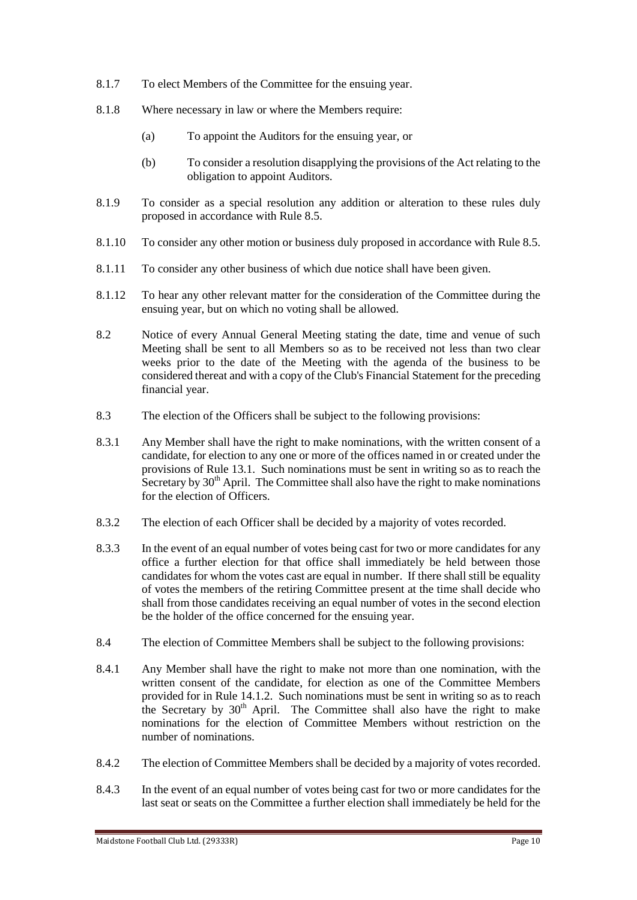8.1.7 To elect Members of the Committee for the ensuing year.

8.1.8 Where necessary in law or where the Members require:

(a) To appoint the Auditors for the ensuing year, or

(b) To consider a resolution disapplying the provisions of the Act relating to the obligation to appoint Auditors.

8.1.9 To consider as a special resolution any addition or alteration to these rules duly proposed in accordance with Rule 8.5.

8.1.10 To consider any other motion or business duly proposed in accordance with Rule 8.5.

8.1.11 To consider any other business of which due notice shall have been given.

8.1.12 To hear any other relevant matter for the consideration of the Committee during the ensuing year, but on which no voting shall be allowed.

8.2 Notice of every Annual General Meeting stating the date, time and venue of such Meeting shall be sent to all Members so as to be received not less than two clear weeks prior to the date of the Meeting with the agenda of the business to be considered thereat and with a copy of the Club's Financial Statement for the preceding financial year.

8.3 The election of the Officers shall be subject to the following provisions:

8.3.1 Any Member shall have the right to make nominations, with the written consent of a candidate, for election to any one or more of the offices named in or created under the provisions of Rule 13.1. Such nominations must be sent in writing so as to reach the Secretary by 30th April. The Committee shall also have the right to make nominations for the election of Officers.

8.3.2 The election of each Officer shall be decided by a majority of votes recorded.

8.3.3 In the event of an equal number of votes being cast for two or more candidates for any office a further election for that office shall immediately be held between those candidates for whom the votes cast are equal in number. If there shall still be equality of votes the members of the retiring Committee present at the time shall decide who shall from those candidates receiving an equal number of votes in the second election be the holder of the office concerned for the ensuing year.

8.4 The election of Committee Members shall be subject to the following provisions:

8.4.1 Any Member shall have the right to make not more than one nomination, with the written consent of the candidate, for election as one of the Committee Members provided for in Rule 14.1.2. Such nominations must be sent in writing so as to reach the Secretary by 30th April. The Committee shall also have the right to make nominations for the election of Committee Members without restriction on the number of nominations.

8.4.2 The election of Committee Members shall be decided by a majority of votes recorded.

8.4.3 In the event of an equal number of votes being cast for two or more candidates for the last seat or seats on the Committee a further election shall immediately be held for the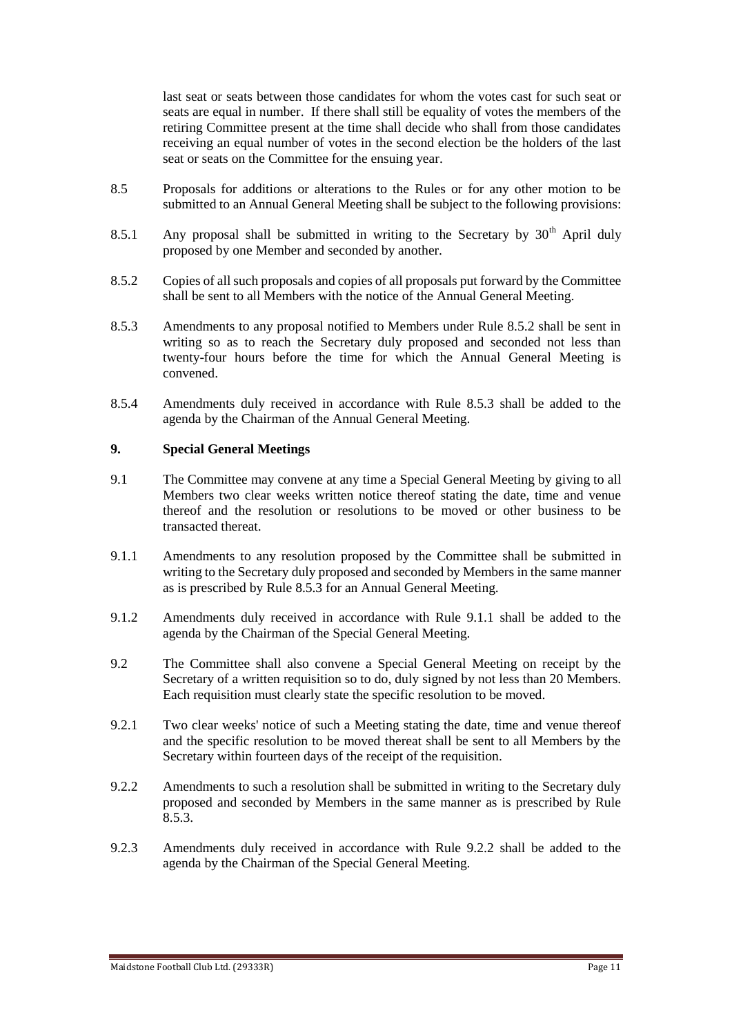last seat or seats between those candidates for whom the votes cast for such seat or seats are equal in number. If there shall still be equality of votes the members of the retiring Committee present at the time shall decide who shall from those candidates receiving an equal number of votes in the second election be the holders of the last seat or seats on the Committee for the ensuing year.

8.5 Proposals for additions or alterations to the Rules or for any other motion to be submitted to an Annual General Meeting shall be subject to the following provisions:

8.5.1 Any proposal shall be submitted in writing to the Secretary by 30th April duly proposed by one Member and seconded by another.

8.5.2 Copies of all such proposals and copies of all proposals put forward by the Committee shall be sent to all Members with the notice of the Annual General Meeting.

8.5.3 Amendments to any proposal notified to Members under Rule 8.5.2 shall be sent in writing so as to reach the Secretary duly proposed and seconded not less than twenty-four hours before the time for which the Annual General Meeting is convened.

8.5.4 Amendments duly received in accordance with Rule 8.5.3 shall be added to the agenda by the Chairman of the Annual General Meeting.

## 9. Special General Meetings

9.1 The Committee may convene at any time a Special General Meeting by giving to all Members two clear weeks written notice thereof stating the date, time and venue thereof and the resolution or resolutions to be moved or other business to be transacted thereat.

9.1.1 Amendments to any resolution proposed by the Committee shall be submitted in writing to the Secretary duly proposed and seconded by Members in the same manner as is prescribed by Rule 8.5.3 for an Annual General Meeting.

9.1.2 Amendments duly received in accordance with Rule 9.1.1 shall be added to the agenda by the Chairman of the Special General Meeting.

9.2 The Committee shall also convene a Special General Meeting on receipt by the Secretary of a written requisition so to do, duly signed by not less than 20 Members. Each requisition must clearly state the specific resolution to be moved.

9.2.1 Two clear weeks' notice of such a Meeting stating the date, time and venue thereof and the specific resolution to be moved thereat shall be sent to all Members by the Secretary within fourteen days of the receipt of the requisition.

9.2.2 Amendments to such a resolution shall be submitted in writing to the Secretary duly proposed and seconded by Members in the same manner as is prescribed by Rule 8.5.3.

9.2.3 Amendments duly received in accordance with Rule 9.2.2 shall be added to the agenda by the Chairman of the Special General Meeting.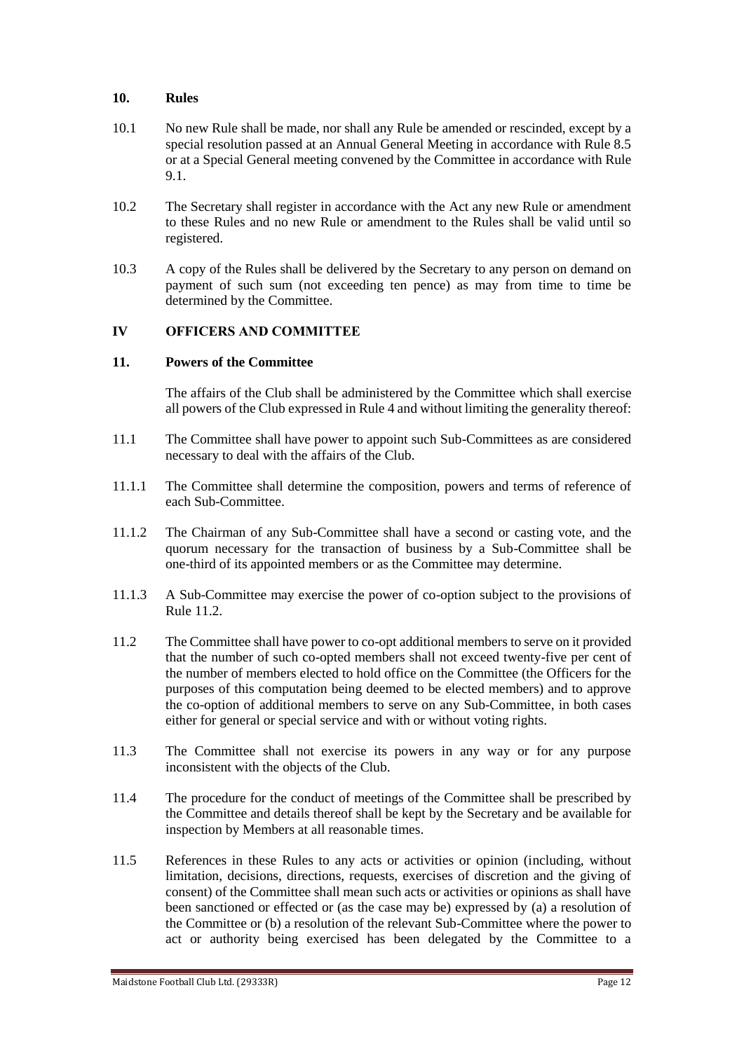### 10. Rules

10.1 No new Rule shall be made, nor shall any Rule be amended or rescinded, except by a special resolution passed at an Annual General Meeting in accordance with Rule 8.5 or at a Special General meeting convened by the Committee in accordance with Rule 9.1.

10.2 The Secretary shall register in accordance with the Act any new Rule or amendment to these Rules and no new Rule or amendment to the Rules shall be valid until so registered.

10.3 A copy of the Rules shall be delivered by the Secretary to any person on demand on payment of such sum (not exceeding ten pence) as may from time to time be determined by the Committee.

## IV OFFICERS AND COMMITTEE

### 11. Powers of the Committee

The affairs of the Club shall be administered by the Committee which shall exercise all powers of the Club expressed in Rule 4 and without limiting the generality thereof:

11.1 The Committee shall have power to appoint such Sub-Committees as are considered necessary to deal with the affairs of the Club.

11.1.1 The Committee shall determine the composition, powers and terms of reference of each Sub-Committee.

11.1.2 The Chairman of any Sub-Committee shall have a second or casting vote, and the quorum necessary for the transaction of business by a Sub-Committee shall be one-third of its appointed members or as the Committee may determine.

11.1.3 A Sub-Committee may exercise the power of co-option subject to the provisions of Rule 11.2.

11.2 The Committee shall have power to co-opt additional members to serve on it provided that the number of such co-opted members shall not exceed twenty-five per cent of the number of members elected to hold office on the Committee (the Officers for the purposes of this computation being deemed to be elected members) and to approve the co-option of additional members to serve on any Sub-Committee, in both cases either for general or special service and with or without voting rights.

11.3 The Committee shall not exercise its powers in any way or for any purpose inconsistent with the objects of the Club.

11.4 The procedure for the conduct of meetings of the Committee shall be prescribed by the Committee and details thereof shall be kept by the Secretary and be available for inspection by Members at all reasonable times.

11.5 References in these Rules to any acts or activities or opinion (including, without limitation, decisions, directions, requests, exercises of discretion and the giving of consent) of the Committee shall mean such acts or activities or opinions as shall have been sanctioned or effected or (as the case may be) expressed by (a) a resolution of the Committee or (b) a resolution of the relevant Sub-Committee where the power to act or authority being exercised has been delegated by the Committee to a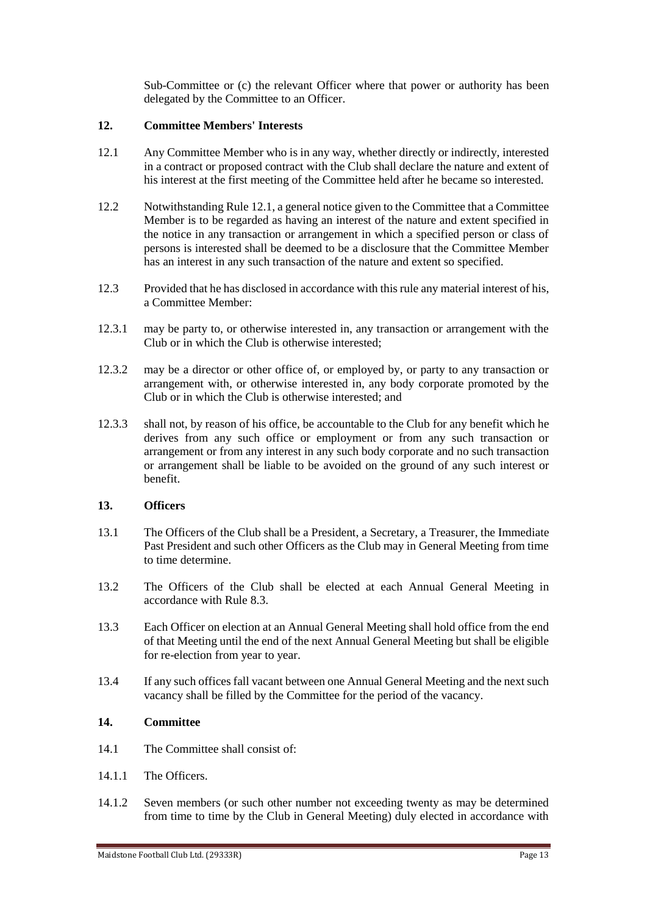Sub-Committee or (c) the relevant Officer where that power or authority has been delegated by the Committee to an Officer.

## 12. Committee Members' Interests

12.1 Any Committee Member who is in any way, whether directly or indirectly, interested in a contract or proposed contract with the Club shall declare the nature and extent of his interest at the first meeting of the Committee held after he became so interested.

12.2 Notwithstanding Rule 12.1, a general notice given to the Committee that a Committee Member is to be regarded as having an interest of the nature and extent specified in the notice in any transaction or arrangement in which a specified person or class of persons is interested shall be deemed to be a disclosure that the Committee Member has an interest in any such transaction of the nature and extent so specified.

12.3 Provided that he has disclosed in accordance with this rule any material interest of his, a Committee Member:

12.3.1 may be party to, or otherwise interested in, any transaction or arrangement with the Club or in which the Club is otherwise interested;

12.3.2 may be a director or other office of, or employed by, or party to any transaction or arrangement with, or otherwise interested in, any body corporate promoted by the Club or in which the Club is otherwise interested; and

12.3.3 shall not, by reason of his office, be accountable to the Club for any benefit which he derives from any such office or employment or from any such transaction or arrangement or from any interest in any such body corporate and no such transaction or arrangement shall be liable to be avoided on the ground of any such interest or benefit.

## 13. Officers

13.1 The Officers of the Club shall be a President, a Secretary, a Treasurer, the Immediate Past President and such other Officers as the Club may in General Meeting from time to time determine.

13.2 The Officers of the Club shall be elected at each Annual General Meeting in accordance with Rule 8.3.

13.3 Each Officer on election at an Annual General Meeting shall hold office from the end of that Meeting until the end of the next Annual General Meeting but shall be eligible for re-election from year to year.

13.4 If any such offices fall vacant between one Annual General Meeting and the next such vacancy shall be filled by the Committee for the period of the vacancy.

## 14. Committee

14.1 The Committee shall consist of:

14.1.1 The Officers.

14.1.2 Seven members (or such other number not exceeding twenty as may be determined from time to time by the Club in General Meeting) duly elected in accordance with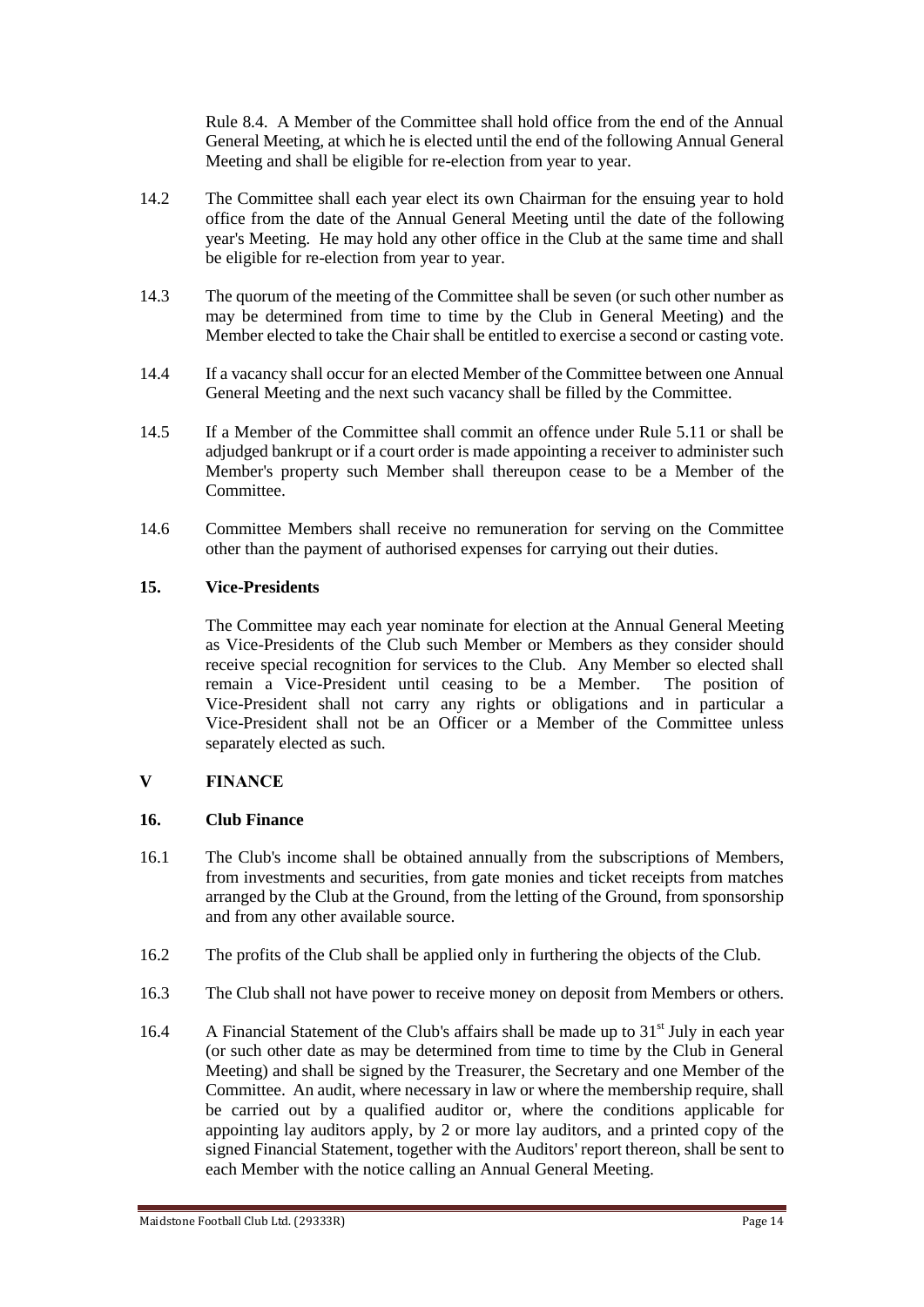Rule 8.4. A Member of the Committee shall hold office from the end of the Annual General Meeting, at which he is elected until the end of the following Annual General Meeting and shall be eligible for re-election from year to year.

14.2 The Committee shall each year elect its own Chairman for the ensuing year to hold office from the date of the Annual General Meeting until the date of the following year's Meeting. He may hold any other office in the Club at the same time and shall be eligible for re-election from year to year.

14.3 The quorum of the meeting of the Committee shall be seven (or such other number as may be determined from time to time by the Club in General Meeting) and the Member elected to take the Chair shall be entitled to exercise a second or casting vote.

14.4 If a vacancy shall occur for an elected Member of the Committee between one Annual General Meeting and the next such vacancy shall be filled by the Committee.

14.5 If a Member of the Committee shall commit an offence under Rule 5.11 or shall be adjudged bankrupt or if a court order is made appointing a receiver to administer such Member's property such Member shall thereupon cease to be a Member of the Committee.

14.6 Committee Members shall receive no remuneration for serving on the Committee other than the payment of authorised expenses for carrying out their duties.

### 15. Vice-Presidents

The Committee may each year nominate for election at the Annual General Meeting as Vice-Presidents of the Club such Member or Members as they consider should receive special recognition for services to the Club. Any Member so elected shall remain a Vice-President until ceasing to be a Member. The position of Vice-President shall not carry any rights or obligations and in particular a Vice-President shall not be an Officer or a Member of the Committee unless separately elected as such.

## V FINANCE

### 16. Club Finance

16.1 The Club's income shall be obtained annually from the subscriptions of Members, from investments and securities, from gate monies and ticket receipts from matches arranged by the Club at the Ground, from the letting of the Ground, from sponsorship and from any other available source.

16.2 The profits of the Club shall be applied only in furthering the objects of the Club.

16.3 The Club shall not have power to receive money on deposit from Members or others.

16.4 A Financial Statement of the Club's affairs shall be made up to 31st July in each year (or such other date as may be determined from time to time by the Club in General Meeting) and shall be signed by the Treasurer, the Secretary and one Member of the Committee. An audit, where necessary in law or where the membership require, shall be carried out by a qualified auditor or, where the conditions applicable for appointing lay auditors apply, by 2 or more lay auditors, and a printed copy of the signed Financial Statement, together with the Auditors' report thereon, shall be sent to each Member with the notice calling an Annual General Meeting.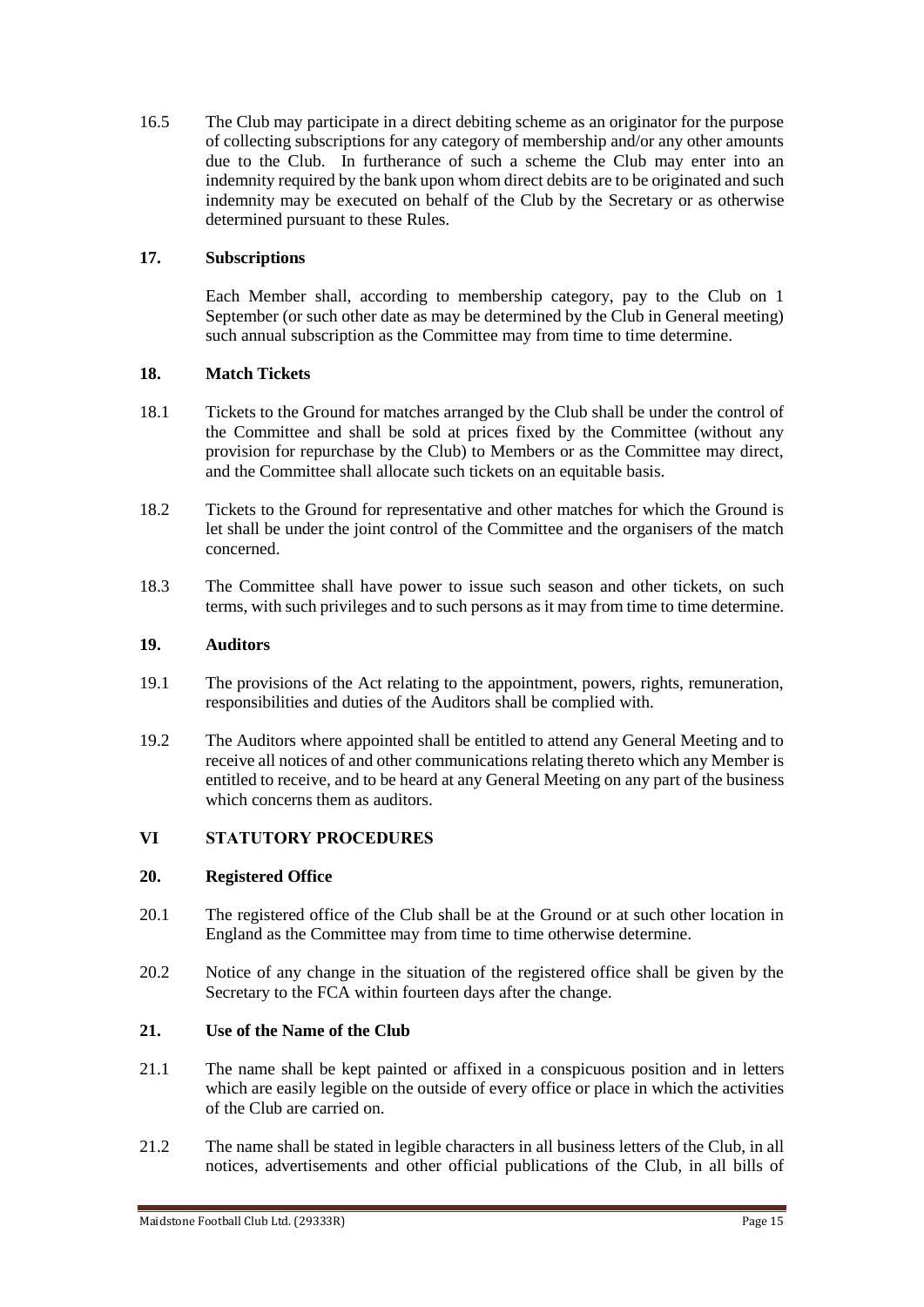16.5 The Club may participate in a direct debiting scheme as an originator for the purpose of collecting subscriptions for any category of membership and/or any other amounts due to the Club. In furtherance of such a scheme the Club may enter into an indemnity required by the bank upon whom direct debits are to be originated and such indemnity may be executed on behalf of the Club by the Secretary or as otherwise determined pursuant to these Rules.

### 17. Subscriptions

Each Member shall, according to membership category, pay to the Club on 1 September (or such other date as may be determined by the Club in General meeting) such annual subscription as the Committee may from time to time determine.

### 18. Match Tickets

18.1 Tickets to the Ground for matches arranged by the Club shall be under the control of the Committee and shall be sold at prices fixed by the Committee (without any provision for repurchase by the Club) to Members or as the Committee may direct, and the Committee shall allocate such tickets on an equitable basis.

18.2 Tickets to the Ground for representative and other matches for which the Ground is let shall be under the joint control of the Committee and the organisers of the match concerned.

18.3 The Committee shall have power to issue such season and other tickets, on such terms, with such privileges and to such persons as it may from time to time determine.

### 19. Auditors

19.1 The provisions of the Act relating to the appointment, powers, rights, remuneration, responsibilities and duties of the Auditors shall be complied with.

19.2 The Auditors where appointed shall be entitled to attend any General Meeting and to receive all notices of and other communications relating thereto which any Member is entitled to receive, and to be heard at any General Meeting on any part of the business which concerns them as auditors.

## VI STATUTORY PROCEDURES

### 20. Registered Office

20.1 The registered office of the Club shall be at the Ground or at such other location in England as the Committee may from time to time otherwise determine.

20.2 Notice of any change in the situation of the registered office shall be given by the Secretary to the FCA within fourteen days after the change.

### 21. Use of the Name of the Club

21.1 The name shall be kept painted or affixed in a conspicuous position and in letters which are easily legible on the outside of every office or place in which the activities of the Club are carried on.

21.2 The name shall be stated in legible characters in all business letters of the Club, in all notices, advertisements and other official publications of the Club, in all bills of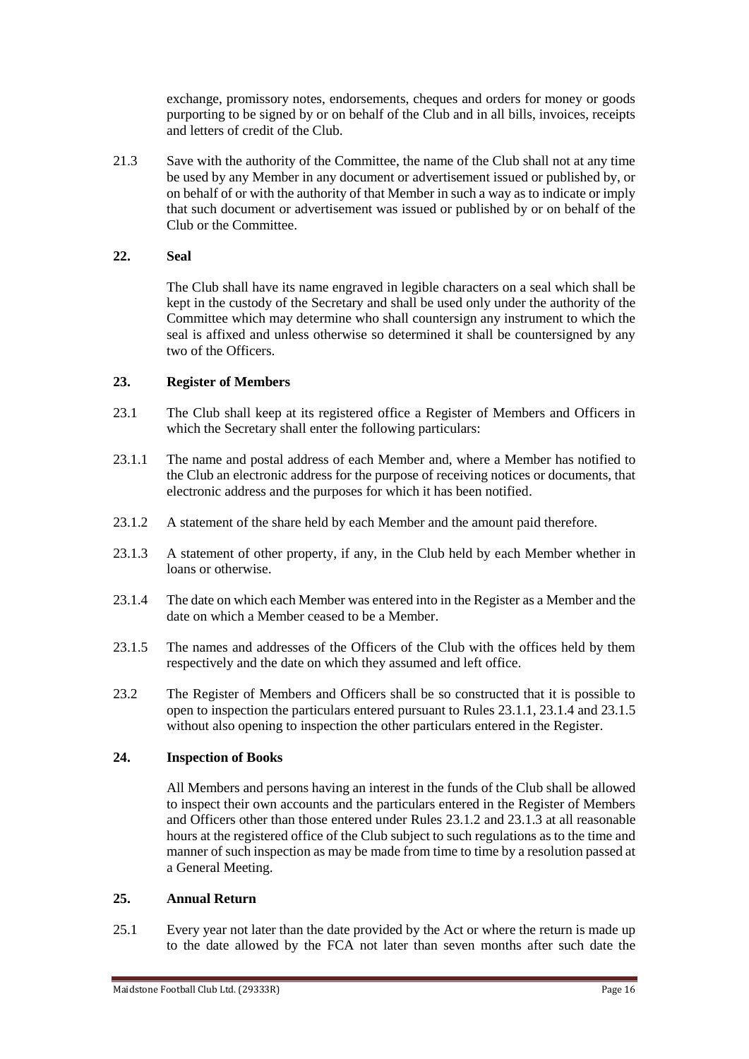exchange, promissory notes, endorsements, cheques and orders for money or goods purporting to be signed by or on behalf of the Club and in all bills, invoices, receipts and letters of credit of the Club.

21.3 Save with the authority of the Committee, the name of the Club shall not at any time be used by any Member in any document or advertisement issued or published by, or on behalf of or with the authority of that Member in such a way as to indicate or imply that such document or advertisement was issued or published by or on behalf of the Club or the Committee.

## 22. Seal

The Club shall have its name engraved in legible characters on a seal which shall be kept in the custody of the Secretary and shall be used only under the authority of the Committee which may determine who shall countersign any instrument to which the seal is affixed and unless otherwise so determined it shall be countersigned by any two of the Officers.

## 23. Register of Members

23.1 The Club shall keep at its registered office a Register of Members and Officers in which the Secretary shall enter the following particulars:

23.1.1 The name and postal address of each Member and, where a Member has notified to the Club an electronic address for the purpose of receiving notices or documents, that electronic address and the purposes for which it has been notified.

23.1.2 A statement of the share held by each Member and the amount paid therefore.

23.1.3 A statement of other property, if any, in the Club held by each Member whether in loans or otherwise.

23.1.4 The date on which each Member was entered into in the Register as a Member and the date on which a Member ceased to be a Member.

23.1.5 The names and addresses of the Officers of the Club with the offices held by them respectively and the date on which they assumed and left office.

23.2 The Register of Members and Officers shall be so constructed that it is possible to open to inspection the particulars entered pursuant to Rules 23.1.1, 23.1.4 and 23.1.5 without also opening to inspection the other particulars entered in the Register.

## 24. Inspection of Books

All Members and persons having an interest in the funds of the Club shall be allowed to inspect their own accounts and the particulars entered in the Register of Members and Officers other than those entered under Rules 23.1.2 and 23.1.3 at all reasonable hours at the registered office of the Club subject to such regulations as to the time and manner of such inspection as may be made from time to time by a resolution passed at a General Meeting.

## 25. Annual Return

25.1 Every year not later than the date provided by the Act or where the return is made up to the date allowed by the FCA not later than seven months after such date the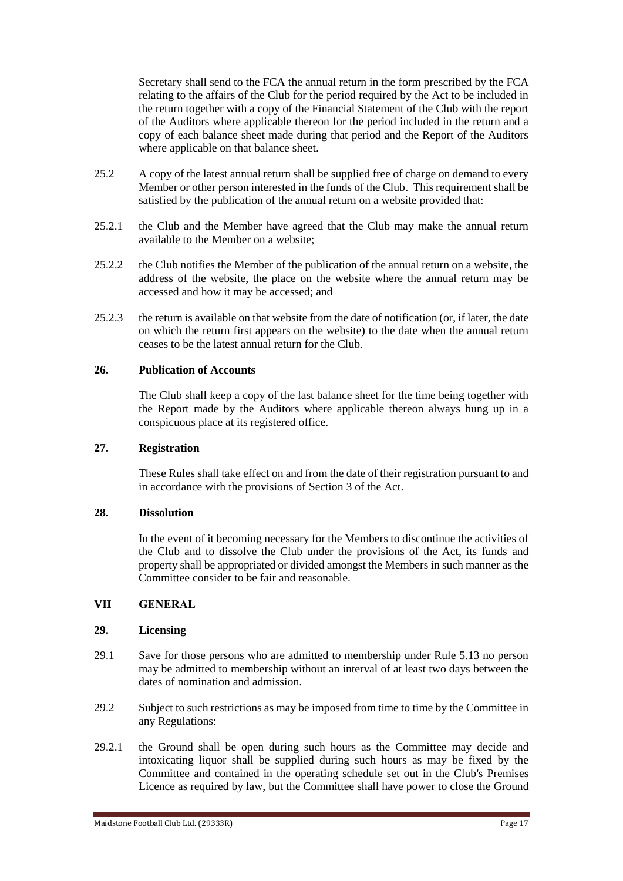Secretary shall send to the FCA the annual return in the form prescribed by the FCA relating to the affairs of the Club for the period required by the Act to be included in the return together with a copy of the Financial Statement of the Club with the report of the Auditors where applicable thereon for the period included in the return and a copy of each balance sheet made during that period and the Report of the Auditors where applicable on that balance sheet.

25.2 A copy of the latest annual return shall be supplied free of charge on demand to every Member or other person interested in the funds of the Club. This requirement shall be satisfied by the publication of the annual return on a website provided that:

25.2.1 the Club and the Member have agreed that the Club may make the annual return available to the Member on a website;

25.2.2 the Club notifies the Member of the publication of the annual return on a website, the address of the website, the place on the website where the annual return may be accessed and how it may be accessed; and

25.2.3 the return is available on that website from the date of notification (or, if later, the date on which the return first appears on the website) to the date when the annual return ceases to be the latest annual return for the Club.

**26. Publication of Accounts**

The Club shall keep a copy of the last balance sheet for the time being together with the Report made by the Auditors where applicable thereon always hung up in a conspicuous place at its registered office.

**27. Registration**

These Rules shall take effect on and from the date of their registration pursuant to and in accordance with the provisions of Section 3 of the Act.

**28. Dissolution**

In the event of it becoming necessary for the Members to discontinue the activities of the Club and to dissolve the Club under the provisions of the Act, its funds and property shall be appropriated or divided amongst the Members in such manner as the Committee consider to be fair and reasonable.

## VII GENERAL

**29. Licensing**

29.1 Save for those persons who are admitted to membership under Rule 5.13 no person may be admitted to membership without an interval of at least two days between the dates of nomination and admission.

29.2 Subject to such restrictions as may be imposed from time to time by the Committee in any Regulations:

29.2.1 the Ground shall be open during such hours as the Committee may decide and intoxicating liquor shall be supplied during such hours as may be fixed by the Committee and contained in the operating schedule set out in the Club's Premises Licence as required by law, but the Committee shall have power to close the Ground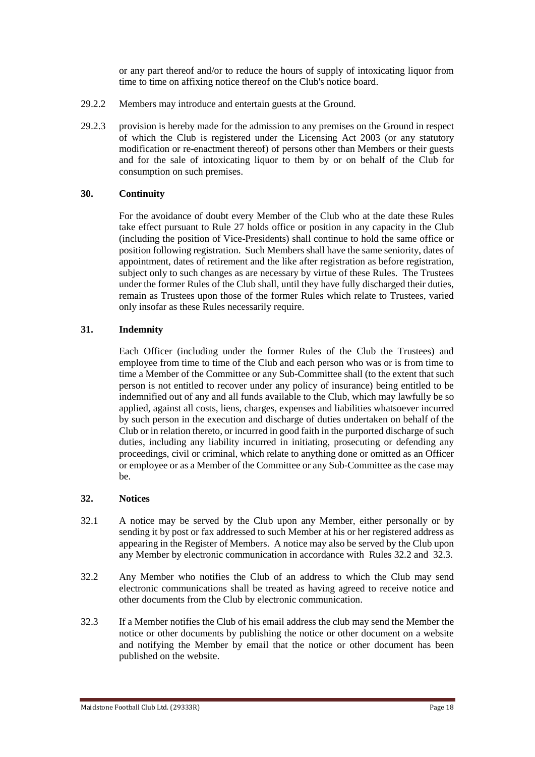or any part thereof and/or to reduce the hours of supply of intoxicating liquor from time to time on affixing notice thereof on the Club's notice board.

29.2.2 Members may introduce and entertain guests at the Ground.

29.2.3 provision is hereby made for the admission to any premises on the Ground in respect of which the Club is registered under the Licensing Act 2003 (or any statutory modification or re-enactment thereof) of persons other than Members or their guests and for the sale of intoxicating liquor to them by or on behalf of the Club for consumption on such premises.

## 30. Continuity

For the avoidance of doubt every Member of the Club who at the date these Rules take effect pursuant to Rule 27 holds office or position in any capacity in the Club (including the position of Vice-Presidents) shall continue to hold the same office or position following registration. Such Members shall have the same seniority, dates of appointment, dates of retirement and the like after registration as before registration, subject only to such changes as are necessary by virtue of these Rules. The Trustees under the former Rules of the Club shall, until they have fully discharged their duties, remain as Trustees upon those of the former Rules which relate to Trustees, varied only insofar as these Rules necessarily require.

## 31. Indemnity

Each Officer (including under the former Rules of the Club the Trustees) and employee from time to time of the Club and each person who was or is from time to time a Member of the Committee or any Sub-Committee shall (to the extent that such person is not entitled to recover under any policy of insurance) being entitled to be indemnified out of any and all funds available to the Club, which may lawfully be so applied, against all costs, liens, charges, expenses and liabilities whatsoever incurred by such person in the execution and discharge of duties undertaken on behalf of the Club or in relation thereto, or incurred in good faith in the purported discharge of such duties, including any liability incurred in initiating, prosecuting or defending any proceedings, civil or criminal, which relate to anything done or omitted as an Officer or employee or as a Member of the Committee or any Sub-Committee as the case may be.

## 32. Notices

32.1 A notice may be served by the Club upon any Member, either personally or by sending it by post or fax addressed to such Member at his or her registered address as appearing in the Register of Members. A notice may also be served by the Club upon any Member by electronic communication in accordance with Rules 32.2 and 32.3.

32.2 Any Member who notifies the Club of an address to which the Club may send electronic communications shall be treated as having agreed to receive notice and other documents from the Club by electronic communication.

32.3 If a Member notifies the Club of his email address the club may send the Member the notice or other documents by publishing the notice or other document on a website and notifying the Member by email that the notice or other document has been published on the website.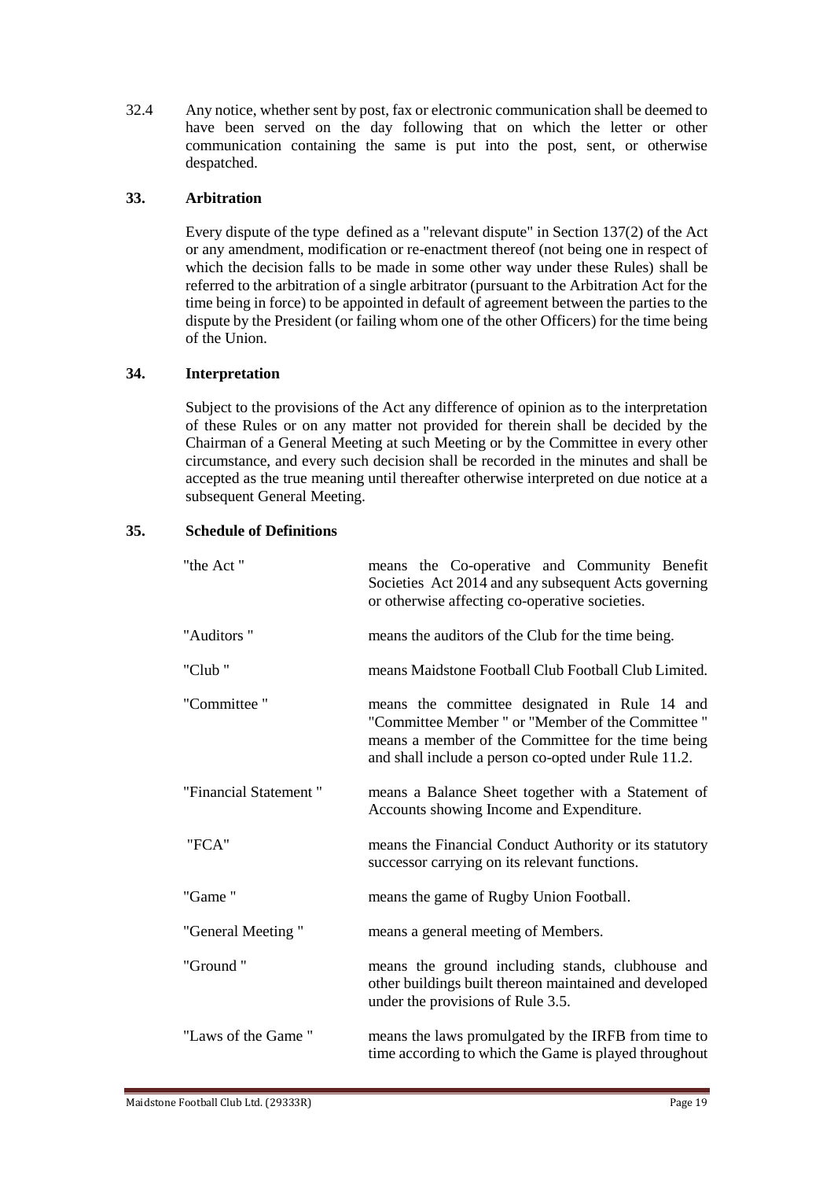32.4 Any notice, whether sent by post, fax or electronic communication shall be deemed to have been served on the day following that on which the letter or other communication containing the same is put into the post, sent, or otherwise despatched.

## 33. Arbitration

Every dispute of the type defined as a "relevant dispute" in Section 137(2) of the Act or any amendment, modification or re-enactment thereof (not being one in respect of which the decision falls to be made in some other way under these Rules) shall be referred to the arbitration of a single arbitrator (pursuant to the Arbitration Act for the time being in force) to be appointed in default of agreement between the parties to the dispute by the President (or failing whom one of the other Officers) for the time being of the Union.

## 34. Interpretation

Subject to the provisions of the Act any difference of opinion as to the interpretation of these Rules or on any matter not provided for therein shall be decided by the Chairman of a General Meeting at such Meeting or by the Committee in every other circumstance, and every such decision shall be recorded in the minutes and shall be accepted as the true meaning until thereafter otherwise interpreted on due notice at a subsequent General Meeting.

## 35. Schedule of Definitions

| | |
|---|---|
| "the Act " | means the Co-operative and Community Benefit Societies Act 2014 and any subsequent Acts governing or otherwise affecting co-operative societies. |
| "Auditors " | means the auditors of the Club for the time being. |
| "Club " | means Maidstone Football Club Football Club Limited. |
| "Committee " | means the committee designated in Rule 14 and "Committee Member " or "Member of the Committee " means a member of the Committee for the time being and shall include a person co-opted under Rule 11.2. |
| "Financial Statement " | means a Balance Sheet together with a Statement of Accounts showing Income and Expenditure. |
| "FCA" | means the Financial Conduct Authority or its statutory successor carrying on its relevant functions. |
| "Game " | means the game of Rugby Union Football. |
| "General Meeting " | means a general meeting of Members. |
| "Ground " | means the ground including stands, clubhouse and other buildings built thereon maintained and developed under the provisions of Rule 3.5. |
| "Laws of the Game " | means the laws promulgated by the IRFB from time to time according to which the Game is played throughout |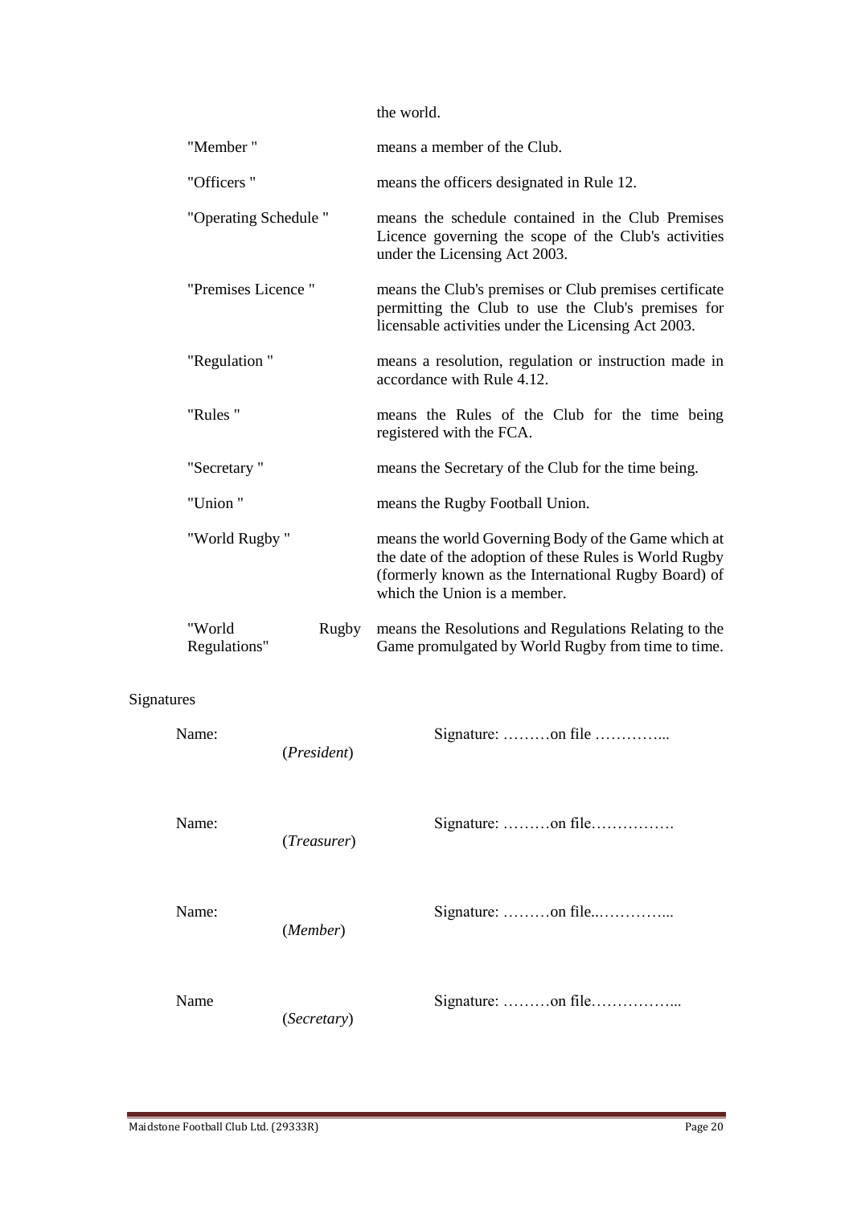| | |
|---|---|
| | the world. |
| "Member " | means a member of the Club. |
| "Officers " | means the officers designated in Rule 12. |
| "Operating Schedule " | means the schedule contained in the Club Premises Licence governing the scope of the Club's activities under the Licensing Act 2003. |
| "Premises Licence " | means the Club's premises or Club premises certificate permitting the Club to use the Club's premises for licensable activities under the Licensing Act 2003. |
| "Regulation " | means a resolution, regulation or instruction made in accordance with Rule 4.12. |
| "Rules " | means the Rules of the Club for the time being registered with the FCA. |
| "Secretary " | means the Secretary of the Club for the time being. |
| "Union " | means the Rugby Football Union. |
| "World Rugby " | means the world Governing Body of the Game which at the date of the adoption of these Rules is World Rugby (formerly known as the International Rugby Board) of which the Union is a member. |
| "World Rugby Regulations" | means the Resolutions and Regulations Relating to the Game promulgated by World Rugby from time to time. |

Signatures

Name: (*President*) Signature: ………on file …………...

Name: (*Treasurer*) Signature: ………on file…………….

Name: (*Member*) Signature: ………on file..…………...

Name (*Secretary*) Signature: ………on file……………...